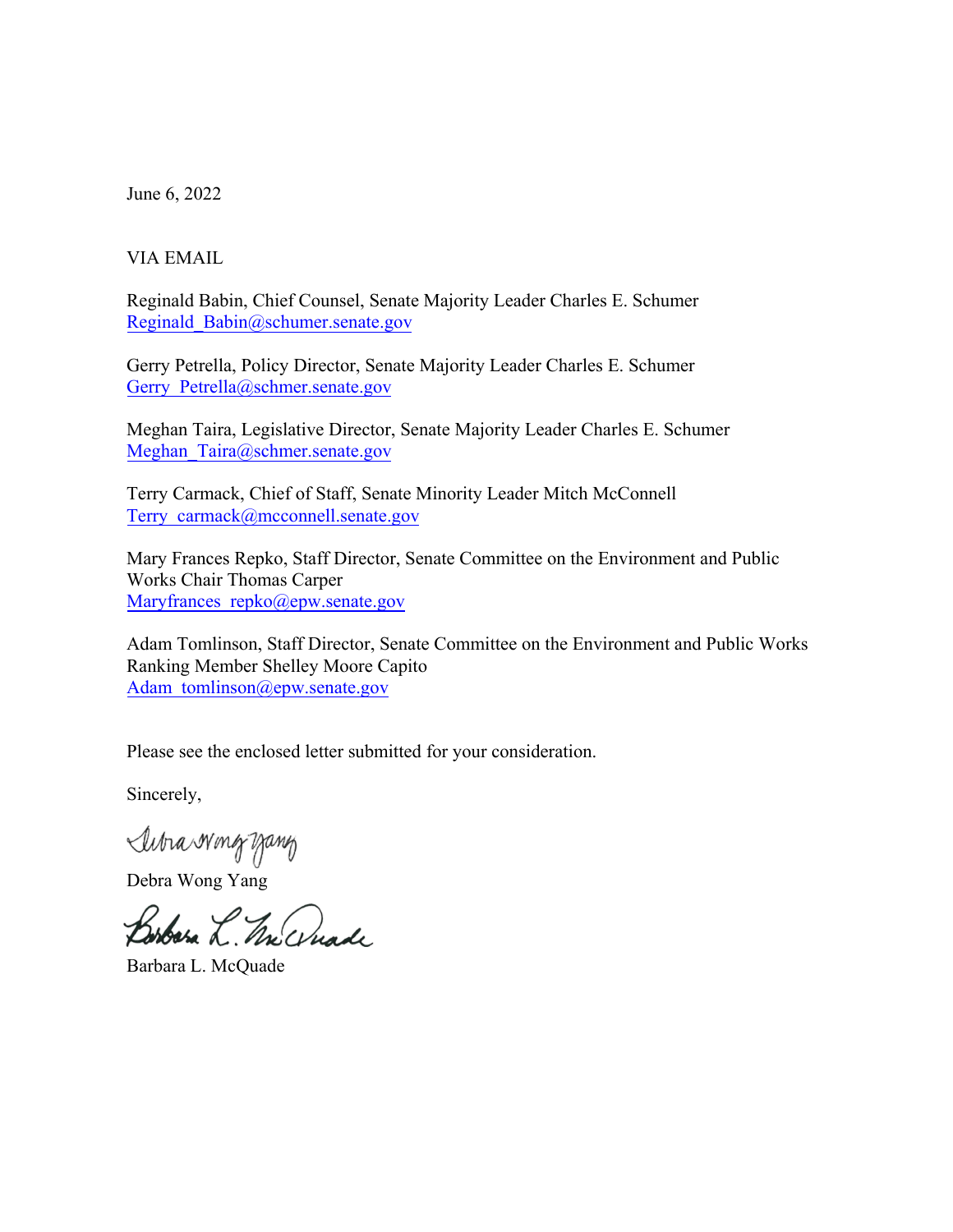June 6, 2022

VIA EMAIL

Reginald Babin, Chief Counsel, Senate Majority Leader Charles E. Schumer
Reginald_Babin@schumer.senate.gov

Gerry Petrella, Policy Director, Senate Majority Leader Charles E. Schumer
Gerry_Petrella@schmer.senate.gov

Meghan Taira, Legislative Director, Senate Majority Leader Charles E. Schumer
Meghan_Taira@schmer.senate.gov

Terry Carmack, Chief of Staff, Senate Minority Leader Mitch McConnell
Terry_carmack@mcconnell.senate.gov

Mary Frances Repko, Staff Director, Senate Committee on the Environment and Public Works Chair Thomas Carper
Maryfrances_repko@epw.senate.gov

Adam Tomlinson, Staff Director, Senate Committee on the Environment and Public Works Ranking Member Shelley Moore Capito
Adam_tomlinson@epw.senate.gov

Please see the enclosed letter submitted for your consideration.

Sincerely,

Debra Wong Yang

Barbara L. McQuade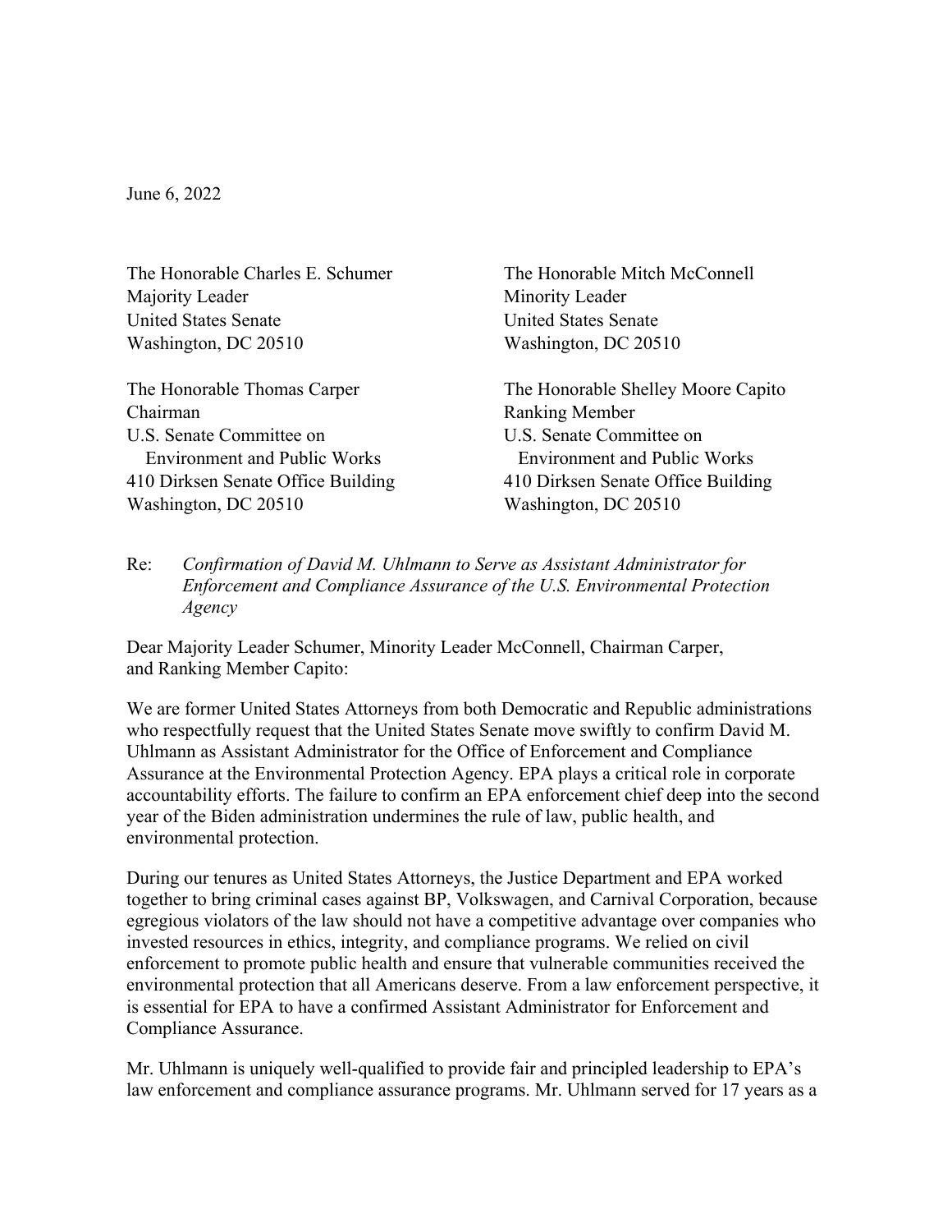June 6, 2022

The Honorable Charles E. Schumer
Majority Leader
United States Senate
Washington, DC 20510

The Honorable Mitch McConnell
Minority Leader
United States Senate
Washington, DC 20510

The Honorable Thomas Carper
Chairman
U.S. Senate Committee on
Environment and Public Works
410 Dirksen Senate Office Building
Washington, DC 20510

The Honorable Shelley Moore Capito
Ranking Member
U.S. Senate Committee on
Environment and Public Works
410 Dirksen Senate Office Building
Washington, DC 20510

Re: *Confirmation of David M. Uhlmann to Serve as Assistant Administrator for Enforcement and Compliance Assurance of the U.S. Environmental Protection Agency*

Dear Majority Leader Schumer, Minority Leader McConnell, Chairman Carper, and Ranking Member Capito:

We are former United States Attorneys from both Democratic and Republic administrations who respectfully request that the United States Senate move swiftly to confirm David M. Uhlmann as Assistant Administrator for the Office of Enforcement and Compliance Assurance at the Environmental Protection Agency. EPA plays a critical role in corporate accountability efforts. The failure to confirm an EPA enforcement chief deep into the second year of the Biden administration undermines the rule of law, public health, and environmental protection.

During our tenures as United States Attorneys, the Justice Department and EPA worked together to bring criminal cases against BP, Volkswagen, and Carnival Corporation, because egregious violators of the law should not have a competitive advantage over companies who invested resources in ethics, integrity, and compliance programs. We relied on civil enforcement to promote public health and ensure that vulnerable communities received the environmental protection that all Americans deserve. From a law enforcement perspective, it is essential for EPA to have a confirmed Assistant Administrator for Enforcement and Compliance Assurance.

Mr. Uhlmann is uniquely well-qualified to provide fair and principled leadership to EPA's law enforcement and compliance assurance programs. Mr. Uhlmann served for 17 years as a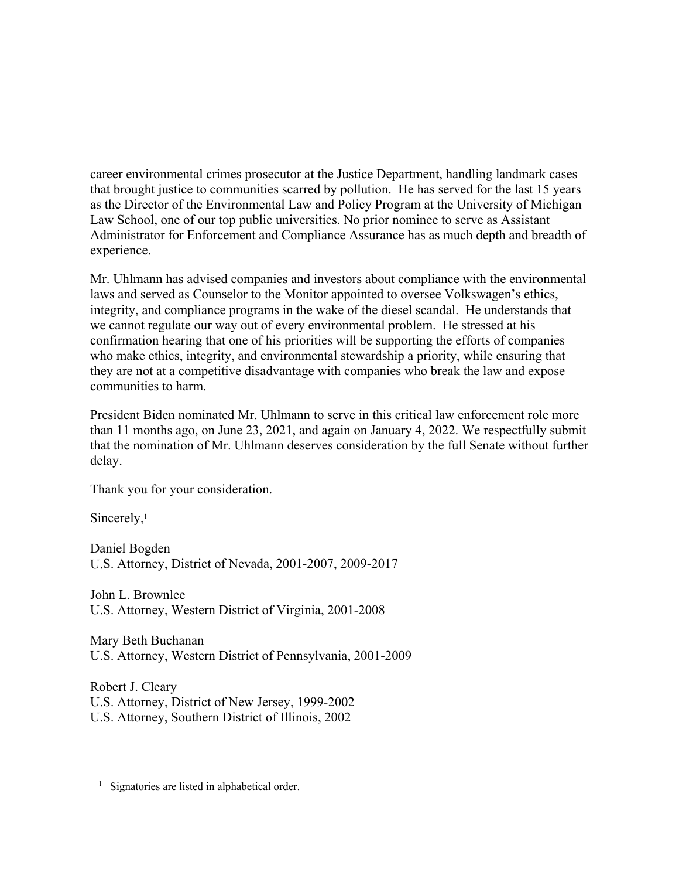career environmental crimes prosecutor at the Justice Department, handling landmark cases that brought justice to communities scarred by pollution. He has served for the last 15 years as the Director of the Environmental Law and Policy Program at the University of Michigan Law School, one of our top public universities. No prior nominee to serve as Assistant Administrator for Enforcement and Compliance Assurance has as much depth and breadth of experience.

Mr. Uhlmann has advised companies and investors about compliance with the environmental laws and served as Counselor to the Monitor appointed to oversee Volkswagen's ethics, integrity, and compliance programs in the wake of the diesel scandal. He understands that we cannot regulate our way out of every environmental problem. He stressed at his confirmation hearing that one of his priorities will be supporting the efforts of companies who make ethics, integrity, and environmental stewardship a priority, while ensuring that they are not at a competitive disadvantage with companies who break the law and expose communities to harm.

President Biden nominated Mr. Uhlmann to serve in this critical law enforcement role more than 11 months ago, on June 23, 2021, and again on January 4, 2022. We respectfully submit that the nomination of Mr. Uhlmann deserves consideration by the full Senate without further delay.

Thank you for your consideration.

Sincerely,[1]

Daniel Bogden
U.S. Attorney, District of Nevada, 2001-2007, 2009-2017

John L. Brownlee
U.S. Attorney, Western District of Virginia, 2001-2008

Mary Beth Buchanan
U.S. Attorney, Western District of Pennsylvania, 2001-2009

Robert J. Cleary
U.S. Attorney, District of New Jersey, 1999-2002
U.S. Attorney, Southern District of Illinois, 2002

---

[1] Signatories are listed in alphabetical order.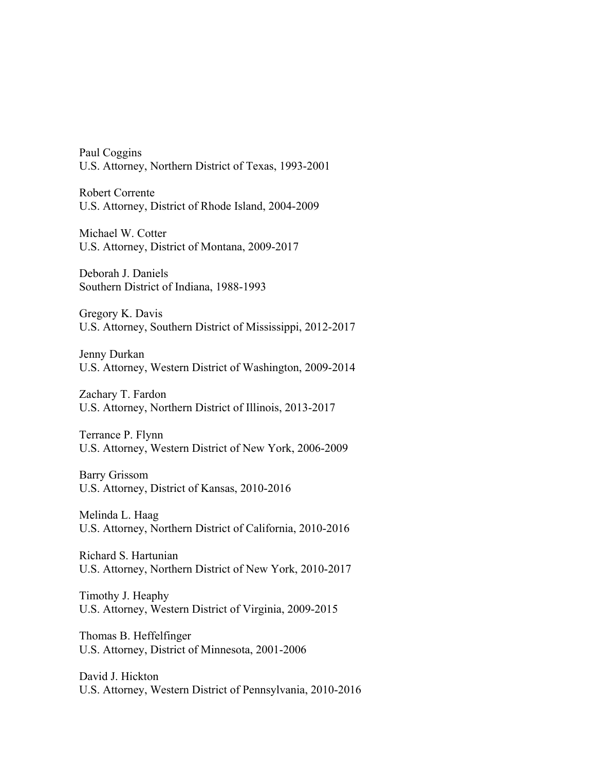Paul Coggins
U.S. Attorney, Northern District of Texas, 1993-2001

Robert Corrente
U.S. Attorney, District of Rhode Island, 2004-2009

Michael W. Cotter
U.S. Attorney, District of Montana, 2009-2017

Deborah J. Daniels
Southern District of Indiana, 1988-1993

Gregory K. Davis
U.S. Attorney, Southern District of Mississippi, 2012-2017

Jenny Durkan
U.S. Attorney, Western District of Washington, 2009-2014

Zachary T. Fardon
U.S. Attorney, Northern District of Illinois, 2013-2017

Terrance P. Flynn
U.S. Attorney, Western District of New York, 2006-2009

Barry Grissom
U.S. Attorney, District of Kansas, 2010-2016

Melinda L. Haag
U.S. Attorney, Northern District of California, 2010-2016

Richard S. Hartunian
U.S. Attorney, Northern District of New York, 2010-2017

Timothy J. Heaphy
U.S. Attorney, Western District of Virginia, 2009-2015

Thomas B. Heffelfinger
U.S. Attorney, District of Minnesota, 2001-2006

David J. Hickton
U.S. Attorney, Western District of Pennsylvania, 2010-2016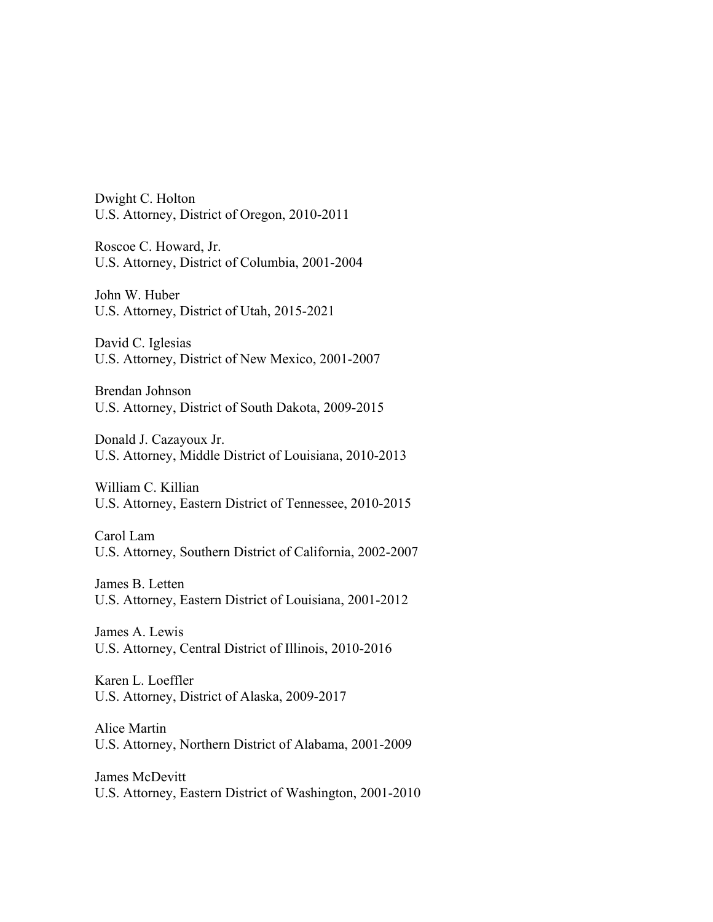Dwight C. Holton
U.S. Attorney, District of Oregon, 2010-2011

Roscoe C. Howard, Jr.
U.S. Attorney, District of Columbia, 2001-2004

John W. Huber
U.S. Attorney, District of Utah, 2015-2021

David C. Iglesias
U.S. Attorney, District of New Mexico, 2001-2007

Brendan Johnson
U.S. Attorney, District of South Dakota, 2009-2015

Donald J. Cazayoux Jr.
U.S. Attorney, Middle District of Louisiana, 2010-2013

William C. Killian
U.S. Attorney, Eastern District of Tennessee, 2010-2015

Carol Lam
U.S. Attorney, Southern District of California, 2002-2007

James B. Letten
U.S. Attorney, Eastern District of Louisiana, 2001-2012

James A. Lewis
U.S. Attorney, Central District of Illinois, 2010-2016

Karen L. Loeffler
U.S. Attorney, District of Alaska, 2009-2017

Alice Martin
U.S. Attorney, Northern District of Alabama, 2001-2009

James McDevitt
U.S. Attorney, Eastern District of Washington, 2001-2010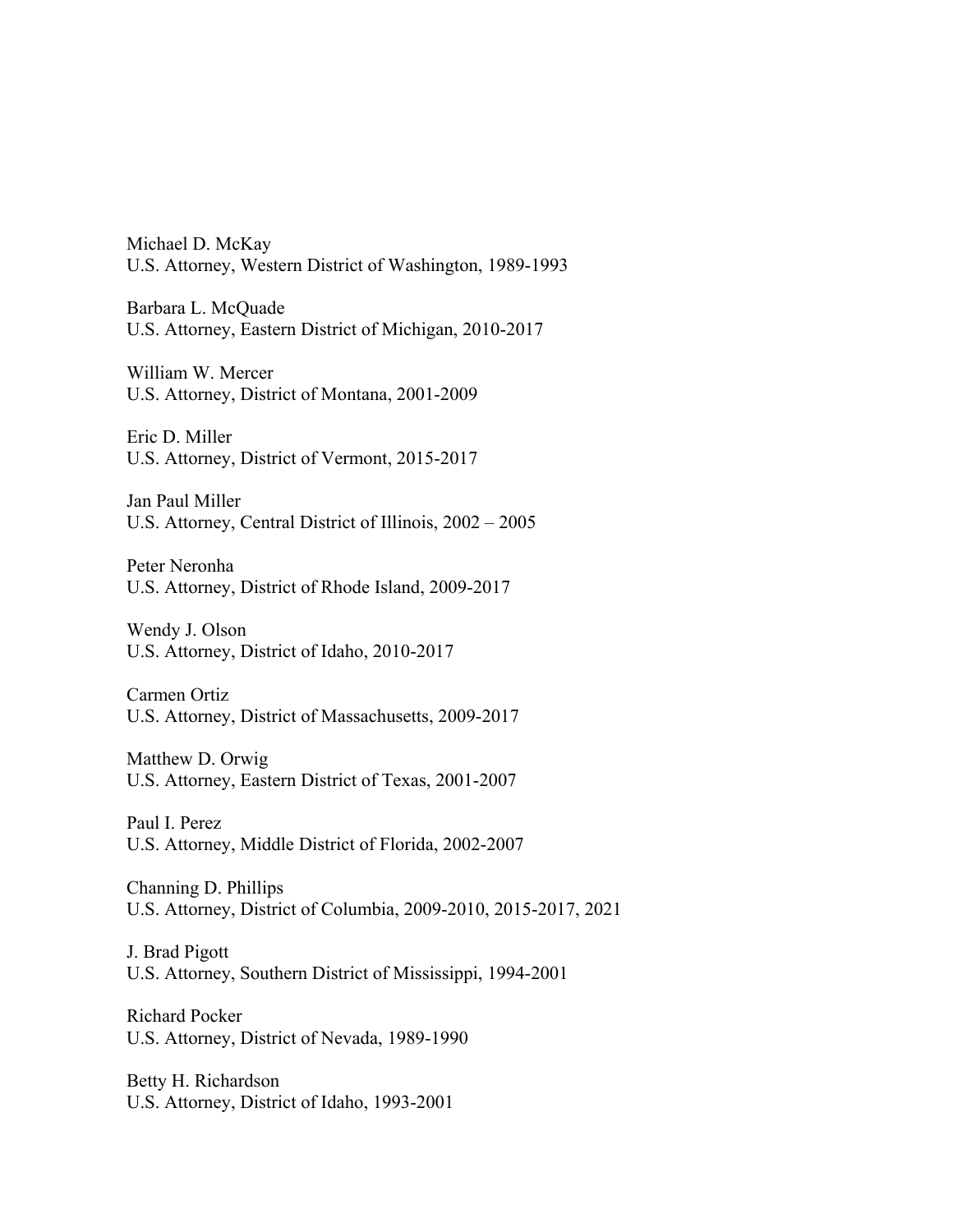Michael D. McKay
U.S. Attorney, Western District of Washington, 1989-1993

Barbara L. McQuade
U.S. Attorney, Eastern District of Michigan, 2010-2017

William W. Mercer
U.S. Attorney, District of Montana, 2001-2009

Eric D. Miller
U.S. Attorney, District of Vermont, 2015-2017

Jan Paul Miller
U.S. Attorney, Central District of Illinois, 2002 – 2005

Peter Neronha
U.S. Attorney, District of Rhode Island, 2009-2017

Wendy J. Olson
U.S. Attorney, District of Idaho, 2010-2017

Carmen Ortiz
U.S. Attorney, District of Massachusetts, 2009-2017

Matthew D. Orwig
U.S. Attorney, Eastern District of Texas, 2001-2007

Paul I. Perez
U.S. Attorney, Middle District of Florida, 2002-2007

Channing D. Phillips
U.S. Attorney, District of Columbia, 2009-2010, 2015-2017, 2021

J. Brad Pigott
U.S. Attorney, Southern District of Mississippi, 1994-2001

Richard Pocker
U.S. Attorney, District of Nevada, 1989-1990

Betty H. Richardson
U.S. Attorney, District of Idaho, 1993-2001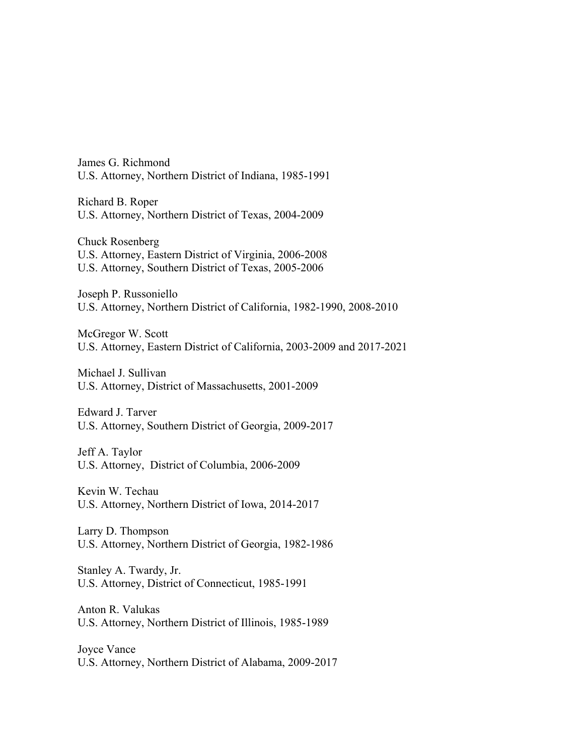James G. Richmond
U.S. Attorney, Northern District of Indiana, 1985-1991

Richard B. Roper
U.S. Attorney, Northern District of Texas, 2004-2009

Chuck Rosenberg
U.S. Attorney, Eastern District of Virginia, 2006-2008
U.S. Attorney, Southern District of Texas, 2005-2006

Joseph P. Russoniello
U.S. Attorney, Northern District of California, 1982-1990, 2008-2010

McGregor W. Scott
U.S. Attorney, Eastern District of California, 2003-2009 and 2017-2021

Michael J. Sullivan
U.S. Attorney, District of Massachusetts, 2001-2009

Edward J. Tarver
U.S. Attorney, Southern District of Georgia, 2009-2017

Jeff A. Taylor
U.S. Attorney, District of Columbia, 2006-2009

Kevin W. Techau
U.S. Attorney, Northern District of Iowa, 2014-2017

Larry D. Thompson
U.S. Attorney, Northern District of Georgia, 1982-1986

Stanley A. Twardy, Jr.
U.S. Attorney, District of Connecticut, 1985-1991

Anton R. Valukas
U.S. Attorney, Northern District of Illinois, 1985-1989

Joyce Vance
U.S. Attorney, Northern District of Alabama, 2009-2017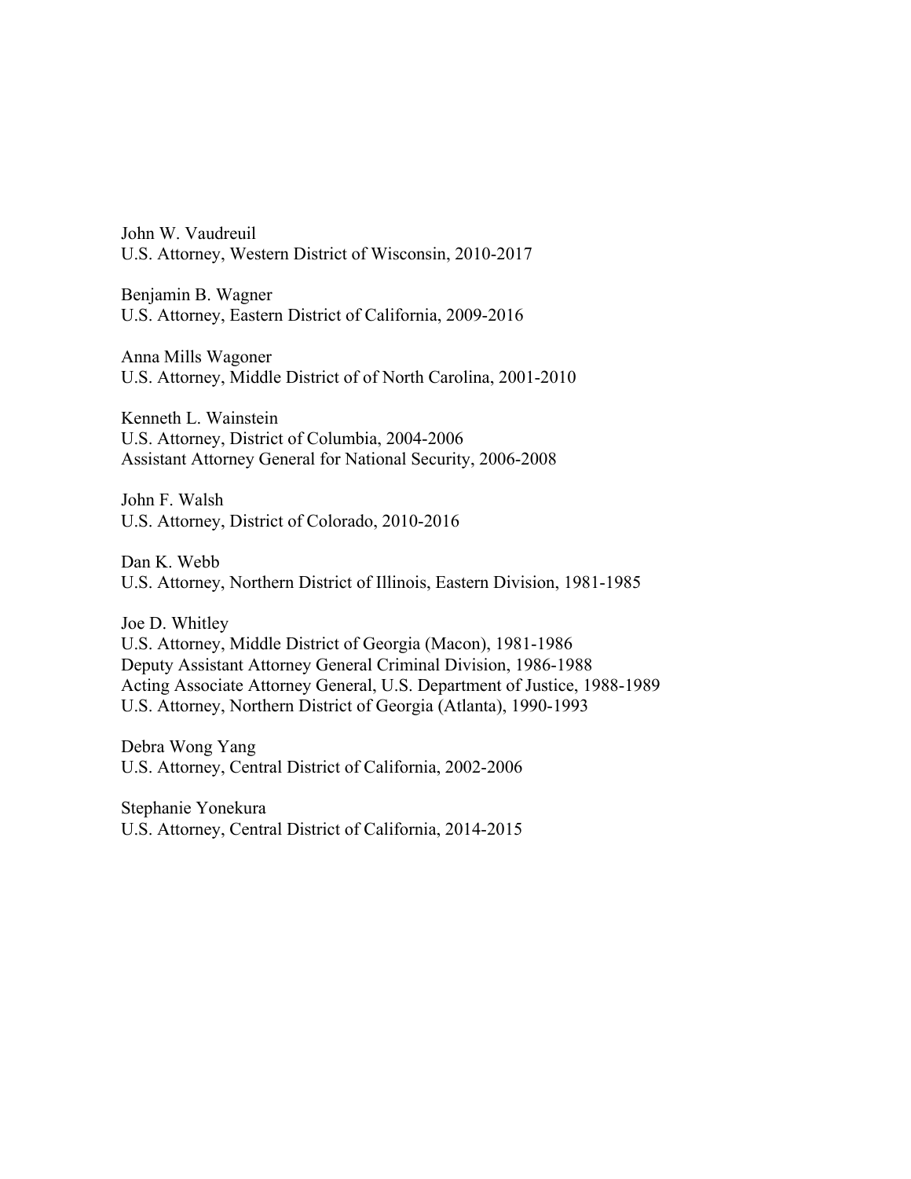John W. Vaudreuil
U.S. Attorney, Western District of Wisconsin, 2010-2017

Benjamin B. Wagner
U.S. Attorney, Eastern District of California, 2009-2016

Anna Mills Wagoner
U.S. Attorney, Middle District of of North Carolina, 2001-2010

Kenneth L. Wainstein
U.S. Attorney, District of Columbia, 2004-2006
Assistant Attorney General for National Security, 2006-2008

John F. Walsh
U.S. Attorney, District of Colorado, 2010-2016

Dan K. Webb
U.S. Attorney, Northern District of Illinois, Eastern Division, 1981-1985

Joe D. Whitley
U.S. Attorney, Middle District of Georgia (Macon), 1981-1986
Deputy Assistant Attorney General Criminal Division, 1986-1988
Acting Associate Attorney General, U.S. Department of Justice, 1988-1989
U.S. Attorney, Northern District of Georgia (Atlanta), 1990-1993

Debra Wong Yang
U.S. Attorney, Central District of California, 2002-2006

Stephanie Yonekura
U.S. Attorney, Central District of California, 2014-2015